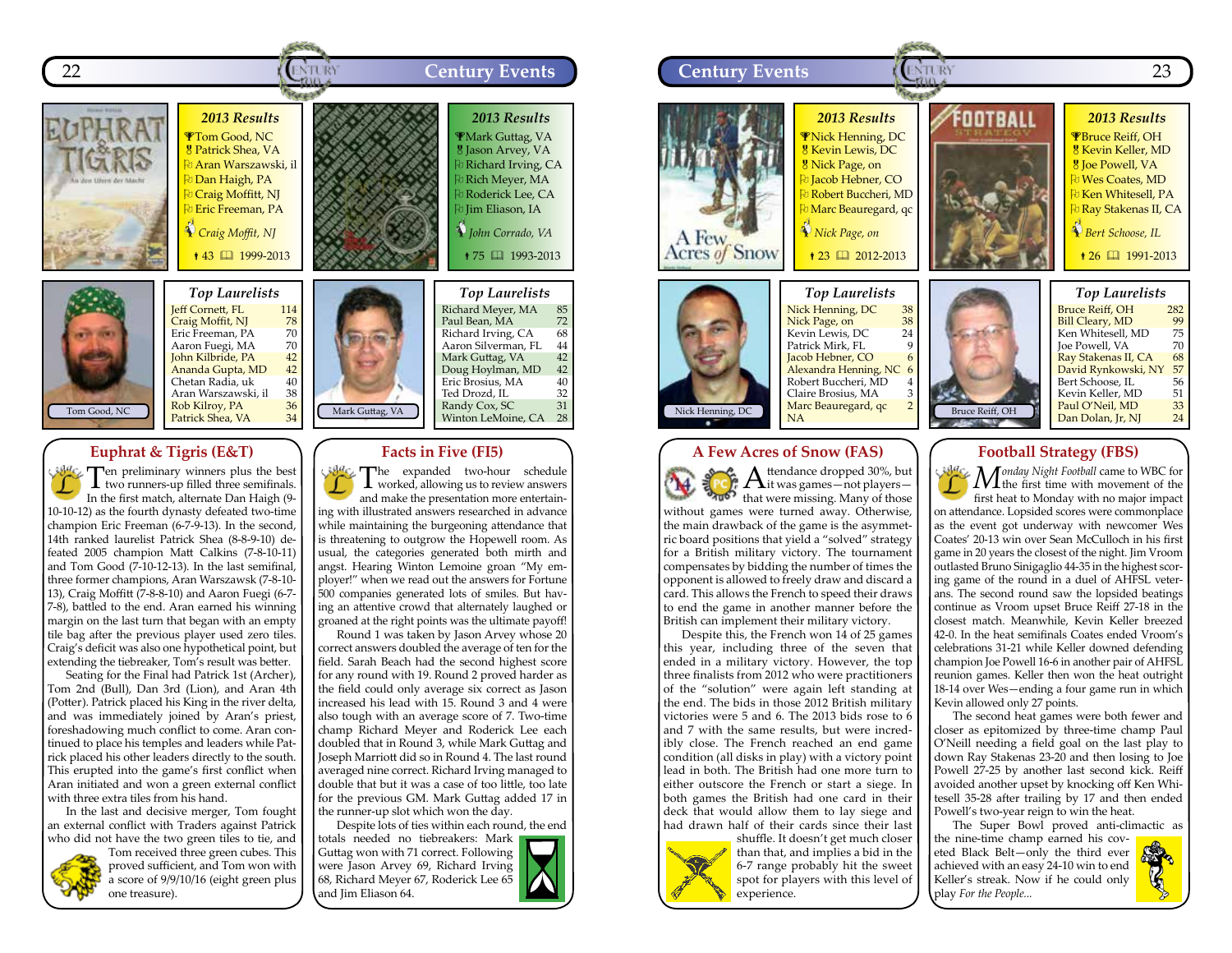## Euphrat & Tigris (E&T)

### 2013 Results

- Tom Good, NC
- Patrick Shea, VA
- Aran Warszawski, il
- Dan Haigh, PA
- Craig Moffitt, NJ
- Eric Freeman, PA

*Craig Moffit, NJ*

43 | 1999-2013

### Top Laurelists

| Name | Points |
|---|---|
| Jeff Cornett, FL | 114 |
| Craig Moffit, NJ | 78 |
| Eric Freeman, PA | 70 |
| Aaron Fuegi, MA | 70 |
| John Kilbride, PA | 42 |
| Ananda Gupta, MD | 42 |
| Chetan Radia, uk | 40 |
| Aran Warszawski, il | 38 |
| Rob Kilroy, PA | 36 |
| Patrick Shea, VA | 34 |

Tom Good, NC

Ten preliminary winners plus the best two runners-up filled three semifinals. In the first match, alternate Dan Haigh (9-10-10-12) as the fourth dynasty defeated two-time champion Eric Freeman (6-7-9-13). In the second, 14th ranked laurelist Patrick Shea (8-8-9-10) defeated 2005 champion Matt Calkins (7-8-10-11) and Tom Good (7-10-12-13). In the last semifinal, three former champions, Aran Warszawsk (7-8-10-13), Craig Moffitt (7-8-8-10) and Aaron Fuegi (6-7-7-8), battled to the end. Aran earned his winning margin on the last turn that began with an empty tile bag after the previous player used zero tiles. Craig's deficit was also one hypothetical point, but extending the tiebreaker, Tom's result was better.

Seating for the Final had Patrick 1st (Archer), Tom 2nd (Bull), Dan 3rd (Lion), and Aran 4th (Potter). Patrick placed his King in the river delta, and was immediately joined by Aran's priest, foreshadowing much conflict to come. Aran continued to place his temples and leaders while Patrick placed his other leaders directly to the south. This erupted into the game's first conflict when Aran initiated and won a green external conflict with three extra tiles from his hand.

In the last and decisive merger, Tom fought an external conflict with Traders against Patrick who did not have the two green tiles to tie, and Tom received three green cubes. This proved sufficient, and Tom won with a score of 9/9/10/16 (eight green plus one treasure).

## Facts in Five (FI5)

### 2013 Results

- Mark Guttag, VA
- Jason Arvey, VA
- Richard Irving, CA
- Rich Meyer, MA
- Roderick Lee, CA
- Jim Eliason, IA

*John Corrado, VA*

75 | 1993-2013

### Top Laurelists

| Name | Points |
|---|---|
| Richard Meyer, MA | 85 |
| Paul Bean, MA | 72 |
| Richard Irving, CA | 68 |
| Aaron Silverman, FL | 44 |
| Mark Guttag, VA | 42 |
| Doug Hoylman, MD | 42 |
| Eric Brosius, MA | 40 |
| Ted Drozd, IL | 32 |
| Randy Cox, SC | 31 |
| Winton LeMoine, CA | 28 |

Mark Guttag, VA

The expanded two-hour schedule worked, allowing us to review answers and make the presentation more entertaining with illustrated answers researched in advance while maintaining the burgeoning attendance that is threatening to outgrow the Hopewell room. As usual, the categories generated both mirth and angst. Hearing Winton Lemoine groan "My employer!" when we read out the answers for Fortune 500 companies generated lots of smiles. But having an attentive crowd that alternately laughed or groaned at the right points was the ultimate payoff!

Round 1 was taken by Jason Arvey whose 20 correct answers doubled the average of ten for the field. Sarah Beach had the second highest score for any round with 19. Round 2 proved harder as the field could only average six correct as Jason increased his lead with 15. Round 3 and 4 were also tough with an average score of 7. Two-time champ Richard Meyer and Roderick Lee each doubled that in Round 3, while Mark Guttag and Joseph Marriott did so in Round 4. The last round averaged nine correct. Richard Irving managed to double that but it was a case of too little, too late for the previous GM. Mark Guttag added 17 in the runner-up slot which won the day.

Despite lots of ties within each round, the end totals needed no tiebreakers: Mark Guttag won with 71 correct. Following were Jason Arvey 69, Richard Irving 68, Richard Meyer 67, Roderick Lee 65 and Jim Eliason 64.

## A Few Acres of Snow (FAS)

### 2013 Results

- Nick Henning, DC
- Kevin Lewis, DC
- Nick Page, on
- Jacob Hebner, CO
- Robert Buccheri, MD
- Marc Beauregard, qc

*Nick Page, on*

23 | 2012-2013

### Top Laurelists

| Name | Points |
|---|---|
| Nick Henning, DC | 38 |
| Nick Page, on | 38 |
| Kevin Lewis, DC | 24 |
| Patrick Mirk, FL | 9 |
| Jacob Hebner, CO | 6 |
| Alexandra Henning, NC | 6 |
| Robert Buccheri, MD | 4 |
| Claire Brosius, MA | 3 |
| Marc Beauregard, qc | 2 |
| NA | |

Nick Henning, DC

Attendance dropped 30%, but it was games—not players—that were missing. Many of those without games were turned away. Otherwise, the main drawback of the game is the asymmetric board positions that yield a "solved" strategy for a British military victory. The tournament compensates by bidding the number of times the opponent is allowed to freely draw and discard a card. This allows the French to speed their draws to end the game in another manner before the British can implement their military victory.

Despite this, the French won 14 of 25 games this year, including three of the seven that ended in a military victory. However, the top three finalists from 2012 who were practitioners of the "solution" were again left standing at the end. The bids in those 2012 British military victories were 5 and 6. The 2013 bids rose to 6 and 7 with the same results, but were incredibly close. The French reached an end game condition (all disks in play) with a victory point lead in both. The British had one more turn to either outscore the French or start a siege. In both games the British had one card in their deck that would allow them to lay siege and had drawn half of their cards since their last shuffle. It doesn't get much closer than that, and implies a bid in the 6-7 range probably hit the sweet spot for players with this level of experience.

## Football Strategy (FBS)

### 2013 Results

- Bruce Reiff, OH
- Kevin Keller, MD
- Joe Powell, VA
- Wes Coates, MD
- Ken Whitesell, PA
- Ray Stakenas II, CA

*Bert Schoose, IL*

26 | 1991-2013

### Top Laurelists

| Name | Points |
|---|---|
| Bruce Reiff, OH | 282 |
| Bill Cleary, MD | 99 |
| Ken Whitesell, MD | 75 |
| Joe Powell, VA | 70 |
| Ray Stakenas II, CA | 68 |
| David Rynkowski, NY | 57 |
| Bert Schoose, IL | 56 |
| Kevin Keller, MD | 51 |
| Paul O'Neil, MD | 33 |
| Dan Dolan, Jr, NJ | 24 |

Bruce Reiff, OH

*Monday Night Football* came to WBC for the first time with movement of the first heat to Monday with no major impact on attendance. Lopsided scores were commonplace as the event got underway with newcomer Wes Coates' 20-13 win over Sean McCulloch in his first game in 20 years the closest of the night. Jim Vroom outlasted Bruno Sinigaglio 44-35 in the highest scoring game of the round in a duel of AHFSL veterans. The second round saw the lopsided beatings continue as Vroom upset Bruce Reiff 27-18 in the closest match. Meanwhile, Kevin Keller breezed 42-0. In the heat semifinals Coates ended Vroom's celebrations 31-21 while Keller downed defending champion Joe Powell 16-6 in another pair of AHFSL reunion games. Keller then won the heat outright 18-14 over Wes—ending a four game run in which Kevin allowed only 27 points.

The second heat games were both fewer and closer as epitomized by three-time champ Paul O'Neill needing a field goal on the last play to down Ray Stakenas 23-20 and then losing to Joe Powell 27-25 by another last second kick. Reiff avoided another upset by knocking off Ken Whitesell 35-28 after trailing by 17 and then ended Powell's two-year reign to win the heat.

The Super Bowl proved anti-climactic as the nine-time champ earned his coveted Black Belt—only the third ever achieved with an easy 24-10 win to end Keller's streak. Now if he could only play *For the People...*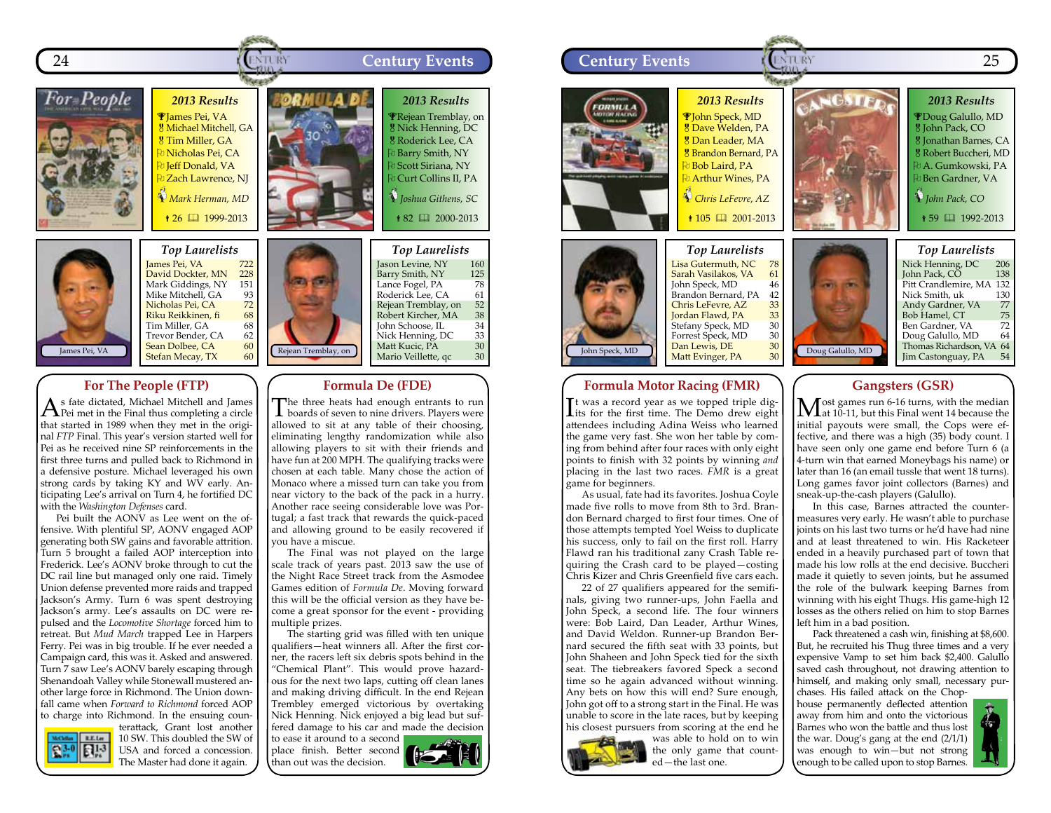## For The People (FTP)

**2013 Results**

- James Pei, VA
- Michael Mitchell, GA
- Tim Miller, GA
- Nicholas Pei, CA
- Jeff Donald, VA
- Zach Lawrence, NJ

*Mark Herman, MD*

26 | 1999-2013

**Top Laurelists**

| Name | Laurels |
|---|---|
| James Pei, VA | 722 |
| David Dockter, MN | 228 |
| Mark Giddings, NY | 151 |
| Mike Mitchell, GA | 93 |
| Nicholas Pei, CA | 72 |
| Riku Reikkinen, fi | 68 |
| Tim Miller, GA | 68 |
| Trevor Bender, CA | 62 |
| Sean Dolbee, CA | 60 |
| Stefan Mecay, TX | 60 |

James Pei, VA

As fate dictated, Michael Mitchell and James Pei met in the Final thus completing a circle that started in 1989 when they met in the original *FTP* Final. This year's version started well for Pei as he received nine SP reinforcements in the first three turns and pulled back to Richmond in a defensive posture. Michael leveraged his own strong cards by taking KY and WV early. Anticipating Lee's arrival on Turn 4, he fortified DC with the *Washington Defenses* card.

Pei built the AONV as Lee went on the offensive. With plentiful SP, AONV engaged AOP generating both SW gains and favorable attrition. Turn 5 brought a failed AOP interception into Frederick. Lee's AONV broke through to cut the DC rail line but managed only one raid. Timely Union defense prevented more raids and trapped Jackson's Army. Turn 6 was spent destroying Jackson's army. Lee's assaults on DC were repulsed and the *Locomotive Shortage* forced him to retreat. But *Mud March* trapped Lee in Harpers Ferry. Pei was in big trouble. If he ever needed a Campaign card, this was it. Asked and answered. Turn 7 saw Lee's AONV barely escaping through Shenandoah Valley while Stonewall mustered another large force in Richmond. The Union downfall came when *Forward to Richmond* forced AOP to charge into Richmond. In the ensuing counterattack, Grant lost another 10 SW. This doubled the SW of USA and forced a concession. The Master had done it again.

## Formula De (FDE)

**2013 Results**

- Rejean Tremblay, on
- Nick Henning, DC
- Roderick Lee, CA
- Barry Smith, NY
- Scott Siriana, NY
- Curt Collins II, PA

*Joshua Githens, SC*

82 | 2000-2013

**Top Laurelists**

| Name | Laurels |
|---|---|
| Jason Levine, NY | 160 |
| Barry Smith, NY | 125 |
| Lance Fogel, PA | 78 |
| Roderick Lee, CA | 61 |
| Rejean Tremblay, on | 52 |
| Robert Kircher, MA | 38 |
| John Schoose, IL | 34 |
| Nick Henning, DC | 33 |
| Matt Kucic, PA | 30 |
| Mario Veillette, qc | 30 |

Rejean Tremblay, on

The three heats had enough entrants to run boards of seven to nine drivers. Players were allowed to sit at any table of their choosing, eliminating lengthy randomization while also allowing players to sit with their friends and have fun at 200 MPH. The qualifying tracks were chosen at each table. Many chose the action of Monaco where a missed turn can take you from near victory to the back of the pack in a hurry. Another race seeing considerable love was Portugal; a fast track that rewards the quick-paced and allowing ground to be easily recovered if you have a miscue.

The Final was not played on the large scale track of years past. 2013 saw the use of the Night Race Street track from the Asmodee Games edition of *Formula De*. Moving forward this will be the official version as they have become a great sponsor for the event - providing multiple prizes.

The starting grid was filled with ten unique qualifiers—heat winners all. After the first corner, the racers left six debris spots behind in the "Chemical Plant". This would prove hazardous for the next two laps, cutting off clean lanes and making driving difficult. In the end Rejean Trembley emerged victorious by overtaking Nick Henning. Nick enjoyed a big lead but suffered damage to his car and made the decision to ease it around to a second place finish. Better second than out was the decision.

## Formula Motor Racing (FMR)

**2013 Results**

- John Speck, MD
- Dave Welden, PA
- Dan Leader, MA
- Brandon Bernard, PA
- Bob Laird, PA
- Arthur Wines, PA

*Chris LeFevre, AZ*

105 | 2001-2013

**Top Laurelists**

| Name | Laurels |
|---|---|
| Lisa Gutermuth, MD | 78 |
| Sarah Vasilakos, VA | 61 |
| John Speck, MD | 46 |
| Brandon Bernard, PA | 42 |
| Chris LeFevre, AZ | 33 |
| Jordan Flawd, PA | 33 |
| Stefany Speck, MD | 30 |
| Forrest Speck, MD | 30 |
| Dan Lewis, DE | 30 |
| Matt Evinger, PA | 30 |

John Speck, MD

It was a record year as we topped triple digits for the first time. The Demo drew eight attendees including Adina Weiss who learned the game very fast. She won her table by coming from behind after four races with only eight points to finish with 32 points by winning *and* placing in the last two races. *FMR* is a great game for beginners.

As usual, fate had its favorites. Joshua Coyle made five rolls to move from 8th to 3rd. Brandon Bernard charged to first four times. One of those attempts tempted Yoel Weiss to duplicate his success, only to fail on the first roll. Harry Flawd ran his traditional zany Crash Table requiring the Crash card to be played—costing Chris Lizer and Chris Greenfield five cars each.

22 of 27 qualifiers appeared for the semifinals, giving two runner-ups, John Faella and John Speck, a second life. The four winners were: Bob Laird, Dan Leader, Arthur Wines, and David Weldon. Runner-up Brandon Bernard secured the fifth seat with 33 points, but John Shaheen and John Speck tied for the sixth seat. The tiebreakers favored Speck a second time so he again advanced without winning. Any bets on how this will end? Sure enough, John got off to a strong start in the Final. He was unable to score in the late races, but by keeping his closest pursuers from scoring at the end he was able to hold on to win the only game that counted—the last one.

## Gangsters (GSR)

**2013 Results**

- Doug Galullo, MD
- John Pack, CO
- Jonathan Barnes, CA
- Robert Buccheri, MD
- A. Gumkowski, PA
- Ben Gardner, VA

*John Pack, CO*

59 | 1992-2013

**Top Laurelists**

| Name | Laurels |
|---|---|
| Nick Henning, DC | 206 |
| John Pack, CO | 138 |
| Pitt Crandlemire, MA | 132 |
| Nick Smith, uk | 130 |
| Andy Gardner, VA | 77 |
| Bob Hamel, CT | 75 |
| Ben Gardner, VA | 72 |
| Doug Galullo, MD | 64 |
| Thomas Richardson, VA | 64 |
| Jim Castonguay, PA | 54 |

Doug Galullo, MD

Most games run 6-16 turns, with the median at 10-11, but this Final went 14 because the initial payouts were small, the Cops were effective, and there was a high (35) body count. I have seen only one game end before Turn 6 (a 4-turn win that earned Moneybags his name) or later than 16 (an email tussle that went 18 turns). Long games favor joint collectors (Barnes) and sneak-up-the-cash players (Galullo).

In this case, Barnes attracted the countermeasures very early. He wasn't able to purchase joints on his last two turns or he'd have had nine and at least threatened to win. His Racketeer ended in a heavily purchased part of town that made his low rolls at the end decisive. Buccheri made it quietly to seven joints, but he assumed the role of the bulwark keeping Barnes from winning with his eight Thugs. His game-high 12 losses as the others relied on him to stop Barnes left him in a bad position.

Pack threatened a cash win, finishing at $8,600. But, he recruited his Thug three times and a very expensive Vamp to set him back $2,400. Galullo saved cash throughout, not drawing attention to himself, and making only small, necessary purchases. His failed attack on the Chophouse permanently deflected attention away from him and onto the victorious Barnes who won the battle and thus lost the war. Doug's gang at the end (2/1/1) was enough to win—but not strong enough to be called upon to stop Barnes.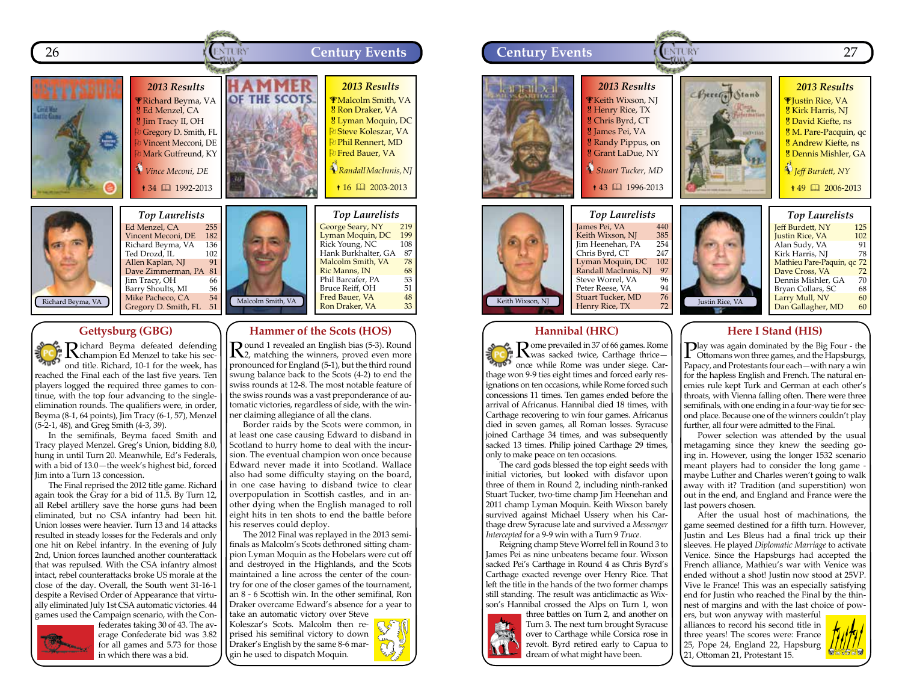## Gettysburg (GBG)

**2013 Results**

- Richard Beyma, VA
- Ed Menzel, CA
- Jim Tracy II, OH
- Gregory D. Smith, FL
- Vincent Mecconi, DE
- Mark Gutfreund, KY

*Vince Meconi, DE*

34 — 1992-2013

**Top Laurelists**

| | |
|---|---|
| Ed Menzel, CA | 255 |
| Vincent Meconi, DE | 182 |
| Richard Beyma, VA | 136 |
| Ted Drozd, IL | 102 |
| Allen Kaplan, NJ | 91 |
| Dave Zimmerman, PA | 81 |
| Jim Tracy, OH | 66 |
| Barry Shoults, MI | 56 |
| Mike Pacheco, CA | 54 |
| Gregory D. Smith, FL | 51 |

Richard Beyma, VA

Richard Beyma defeated defending champion Ed Menzel to take his second title. Richard, 10-1 for the week, has reached the Final each of the last five years. Ten players logged the required three games to continue, with the top four advancing to the single-elimination rounds. The qualifiers were, in order, Beyma (8-1, 64 points), Jim Tracy (6-1, 57), Menzel (5-2-1, 48), and Greg Smith (4-3, 39).

In the semifinals, Beyma faced Smith and Tracy played Menzel. Greg's Union, bidding 8.0, hung in until Turn 20. Meanwhile, Ed's Federals, with a bid of 13.0—the week's highest bid, forced Jim into a Turn 13 concession.

The Final reprised the 2012 title game. Richard again took the Gray for a bid of 11.5. By Turn 12, all Rebel artillery save the horse guns had been eliminated, but no CSA infantry had been hit. Union losses were heavier. Turn 13 and 14 attacks resulted in steady losses for the Federals and only one hit on Rebel infantry. In the evening of July 2nd, Union forces launched another counterattack that was repulsed. With the CSA infantry almost intact, rebel counterattacks broke US morale at the close of the day. Overall, the South went 31-16-1 despite a Revised Order of Appearance that virtually eliminated July 1st CSA automatic victories. 44 games used the Campaign scenario, with the Confederates taking 30 of 43. The average Confederate bid was 3.82 for all games and 5.73 for those in which there was a bid.

## Hammer of the Scots (HOS)

**2013 Results**

- Malcolm Smith, VA
- Ron Draker, VA
- Lyman Moquin, DC
- Steve Koleszar, VA
- Phil Rennert, MD
- Fred Bauer, VA

*Randall MacInnis, NJ*

16 — 2003-2013

**Top Laurelists**

| | |
|---|---|
| George Seary, NY | 219 |
| Lyman Moquin, DC | 199 |
| Rick Young, NC | 108 |
| Hank Burkhalter, GA | 87 |
| Malcolm Smith, VA | 78 |
| Ric Manns, IN | 68 |
| Phil Barcafer, PA | 53 |
| Bruce Reiff, OH | 51 |
| Fred Bauer, VA | 48 |
| Ron Draker, VA | 33 |

Malcolm Smith, VA

Round 1 revealed an English bias (5-3). Round 2, matching the winners, proved even more pronounced for England (5-1), but the third round swung balance back to the Scots (4-2) to end the swiss rounds at 12-8. The most notable feature of the swiss rounds was a vast preponderance of automatic victories, regardless of side, with the winner claiming allegiance of all the clans.

Border raids by the Scots were common, in at least one case causing Edward to disband in Scotland to hurry home to deal with the incursion. The eventual champion won once because Edward never made it into Scotland. Wallace also had some difficulty staying on the board, in one case having to disband twice to clear overpopulation in Scottish castles, and in another dying when the English managed to roll eight hits in ten shots to end the battle before his reserves could deploy.

The 2012 Final was replayed in the 2013 semifinals as Malcolm's Scots dethroned sitting champion Lyman Moquin as the Hobelars were cut off and destroyed in the Highlands, and the Scots maintained a line across the center of the country for one of the closer games of the tournament, an 8 - 6 Scottish win. In the other semifinal, Ron Draker overcame Edward's absence for a year to take an automatic victory over Steve Koleszar's Scots. Malcolm then reprised his semifinal victory to down Draker's English by the same 8-6 margin he used to dispatch Moquin.

## Hannibal (HRC)

**2013 Results**

- Keith Wixson, NJ
- Henry Rice, TX
- Chris Byrd, CT
- James Pei, VA
- Randy Pippus, on
- Grant LaDue, NY

*Stuart Tucker, MD*

43 — 1996-2013

**Top Laurelists**

| | |
|---|---|
| James Pei, VA | 440 |
| Keith Wixson, NJ | 385 |
| Jim Heenehan, PA | 254 |
| Chris Byrd, CT | 247 |
| Lyman Moquin, DC | 102 |
| Randall MacInnis, NJ | 97 |
| Steve Worrel, VA | 96 |
| Peter Reese, VA | 94 |
| Stuart Tucker, MD | 76 |
| Henry Rice, TX | 72 |

Keith Wixson, NJ

Rome prevailed in 37 of 66 games. Rome was sacked twice, Carthage thrice—once while Rome was under siege. Carthage won 9-9 ties eight times and forced early resignations on ten occasions, while Rome forced such concessions 11 times. Ten games ended before the arrival of Africanus. Hannibal died 18 times, with Carthage recovering to win four games. Africanus died in seven games, all Roman losses. Syracuse joined Carthage 34 times, and was subsequently sacked 13 times. Philip joined Carthage 29 times, only to make peace on ten occasions.

The card gods blessed the top eight seeds with initial victories, but looked with disfavor upon three of them in Round 2, including ninth-ranked Stuart Tucker, two-time champ Jim Heenehan and 2011 champ Lyman Moquin. Keith Wixson barely survived against Michael Ussery when his Carthage drew Syracuse late and survived a *Messenger Intercepted* for a 9-9 win with a Turn 9 *Truce*.

Reigning champ Steve Worrel fell in Round 3 to James Pei as nine unbeatens became four. Wixson sacked Pei's Carthage in Round 4 as Chris Byrd's Carthage exacted revenge over Henry Rice. That left the title in the hands of the two former champs still standing. The result was anticlimactic as Wixson's Hannibal crossed the Alps on Turn 1, won three battles on Turn 2, and another on Turn 3. The next turn brought Syracuse back over to Carthage while Corsica rose in revolt. Byrd retired early to Capua to dream of what might have been.

## Here I Stand (HIS)

**2013 Results**

- Justin Rice, VA
- Kirk Harris, NJ
- David Kiefte, ns
- M. Pare-Pacquin, qc
- Andrew Kiefte, ns
- Dennis Mishler, GA

*Jeff Burdett, NY*

49 — 2006-2013

**Top Laurelists**

| | |
|---|---|
| Jeff Burdett, NY | 125 |
| Justin Rice, VA | 102 |
| Alan Sudy, VA | 91 |
| Kirk Harris, NJ | 78 |
| Mathieu Pare-Paquin, qc | 72 |
| Dave Cross, VA | 72 |
| Dennis Mishler, GA | 70 |
| Bryan Collars, SC | 68 |
| Larry Mull, NV | 60 |
| Dan Gallagher, MD | 60 |

Justin Rice, VA

Play was again dominated by the Big Four - the Ottomans won three games, and the Hapsburgs, Papacy, and Protestants four each—with nary a win for the hapless English and French. The natural enemies rule kept Turk and German at each other's throats, with Vienna falling often. There were three semifinals, with one ending in a four-way tie for second place. Because one of the winners couldn't play further, all four were admitted to the Final.

Power selection was attended by the usual metagaming since they knew the seeding going in. However, using the longer 1532 scenario meant players had to consider the long game - maybe Luther and Charles weren't going to walk away with it? Tradition (and superstition) won out in the end, and England and France were the last powers chosen.

After the usual host of machinations, the game seemed destined for a fifth turn. However, Justin and Les Bleus had a final trick up their sleeves. He played *Diplomatic Marriage* to activate Venice. Since the Hapsburgs had accepted the French alliance, Mathieu's war with Venice was ended without a shot! Justin now stood at 25VP. Vive le France! This was an especially satisfying end for Justin who reached the Final by the thinnest of margins and with the last choice of powers, but won anyway with masterful alliances to record his second title in three years! The scores were: France 25, Pope 24, England 22, Hapsburg 21, Ottoman 21, Protestant 15.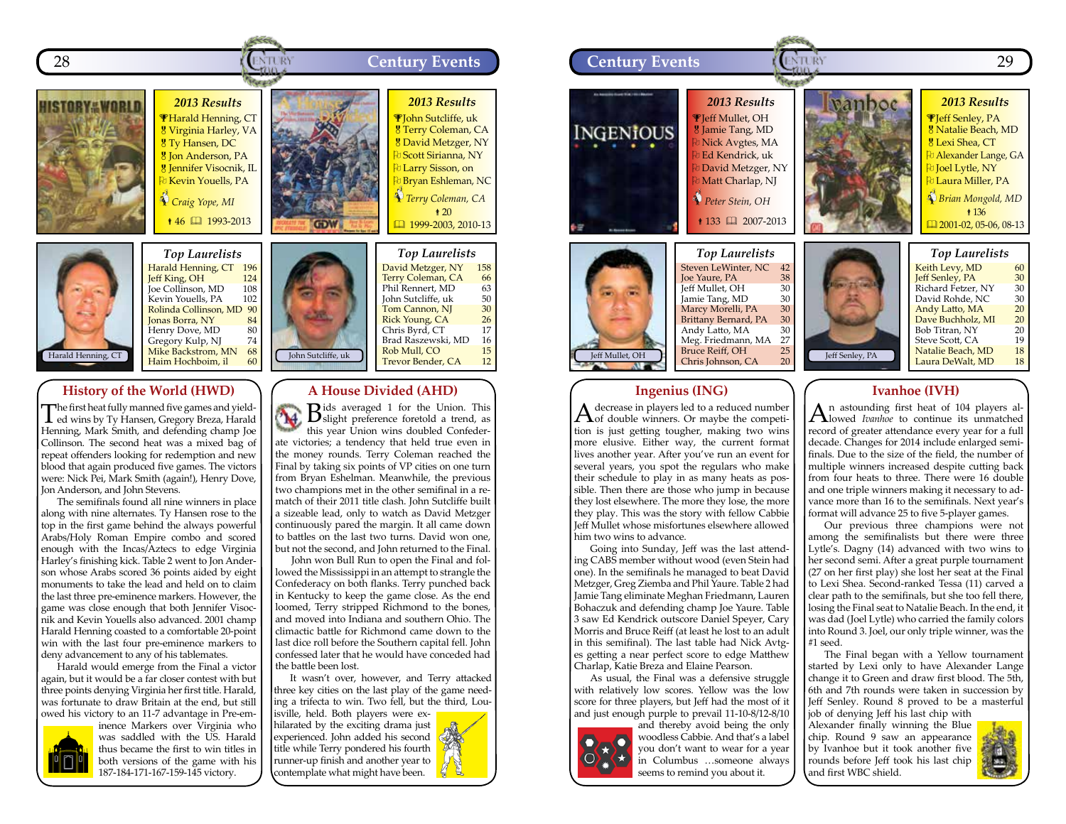## 2013 Results

Harald Henning, CT
Virginia Harley, VA
Ty Hansen, DC
Jon Anderson, PA
Jennifer Visocnik, IL
Kevin Youells, PA

*Craig Yope, MI*

46 | 1993-2013

### Top Laurelists

| Name | Laurels |
|---|---|
| Harald Henning, CT | 196 |
| Jeff King, OH | 124 |
| Joe Collinson, MD | 108 |
| Kevin Youells, PA | 102 |
| Rolinda Collinson, MD | 90 |
| Jonas Borra, NY | 84 |
| Henry Dove, MD | 80 |
| Gregory Kulp, NJ | 74 |
| Mike Backstrom, MN | 68 |
| Haim Hochboim, il | 60 |

Harald Henning, CT

## History of the World (HWD)

The first heat fully manned five games and yielded wins by Ty Hansen, Gregory Breza, Harald Henning, Mark Smith, and defending champ Joe Collinson. The second heat was a mixed bag of repeat offenders looking for redemption and new blood that again produced five games. The victors were: Nick Pei, Mark Smith (again!), Henry Dove, Jon Anderson, and John Stevens.

The semifinals found all nine winners in place along with nine alternates. Ty Hansen rose to the top in the first game behind the always powerful Arabs/Holy Roman Empire combo and scored enough with the Incas/Aztecs to edge Virginia Harley's finishing kick. Table 2 went to Jon Anderson whose Arabs scored 36 points aided by eight monuments to take the lead and held on to claim the last three pre-eminence markers. However, the game was close enough that both Jennifer Visocnik and Kevin Youells also advanced. 2001 champ Harald Henning coasted to a comfortable 20-point win with the last four pre-eminence markers to deny advancement to any of his tablemates.

Harald would emerge from the Final a victor again, but it would be a far closer contest with but three points denying Virginia her first title. Harald, was fortunate to draw Britain at the end, but still owed his victory to an 11-7 advantage in Pre-eminence Markers over Virginia who was saddled with the US. Harald thus became the first to win titles in both versions of the game with his 187-184-171-167-159-145 victory.

## 2013 Results

John Sutcliffe, uk
Terry Coleman, CA
David Metzger, NY
Scott Sirianna, NY
Larry Sisson, on
Bryan Eshleman, NC

*Terry Coleman, CA*

20

1999-2003, 2010-13

### Top Laurelists

| Name | Laurels |
|---|---|
| David Metzger, NY | 158 |
| Terry Coleman, CA | 66 |
| Phil Rennert, MD | 63 |
| John Sutcliffe, uk | 50 |
| Tom Cannon, NJ | 30 |
| Rick Young, CA | 26 |
| Chris Byrd, CT | 17 |
| Brad Raszewski, MD | 16 |
| Rob Mull, CO | 15 |
| Trevor Bender, CA | 12 |

John Sutcliffe, uk

## A House Divided (AHD)

Bids averaged 1 for the Union. This slight preference foretold a trend, as this year Union wins doubled Confederate victories; a tendency that held true even in the money rounds. Terry Coleman reached the Final by taking six points of VP cities on one turn from Bryan Eshelman. Meanwhile, the previous two champions met in the other semifinal in a rematch of their 2011 title clash. John Sutcliffe built a sizeable lead, only to watch as David Metzger continuously pared the margin. It all came down to battles on the last two turns. David won one, but not the second, and John returned to the Final.

John won Bull Run to open the Final and followed the Mississippi in an attempt to strangle the Confederacy on both flanks. Terry punched back in Kentucky to keep the game close. As the end loomed, Terry stripped Richmond to the bones, and moved into Indiana and southern Ohio. The climactic battle for Richmond came down to the last dice roll before the Southern capital fell. John confessed later that he would have conceded had the battle been lost.

It wasn't over, however, and Terry attacked three key cities on the last play of the game needing a trifecta to win. Two fell, but the third, Louisville, held. Both players were exhilarated by the exciting drama just experienced. John added his second title while Terry pondered his fourth runner-up finish and another year to contemplate what might have been.

## 2013 Results

Jeff Mullet, OH
Jamie Tang, MD
Nick Avgtes, MA
Ed Kendrick, uk
David Metzger, NY
Matt Charlap, NJ

*Peter Stein, OH*

133 | 2007-2013

### Top Laurelists

| Name | Laurels |
|---|---|
| Steven LeWinter, NC | 42 |
| Joe Yaure, PA | 38 |
| Jeff Mullet, OH | 30 |
| Jamie Tang, MD | 30 |
| Marcy Morelli, PA | 30 |
| Brittany Bernard, PA | 30 |
| Andy Latto, MA | 30 |
| Meg. Friedmann, MA | 27 |
| Bruce Reiff, OH | 25 |
| Chris Johnson, CA | 20 |

Jeff Mullet, OH

## Ingenius (ING)

A decrease in players led to a reduced number of double winners. Or maybe the competition is just getting tougher, making two wins more elusive. Either way, the current format lives another year. After you've run an event for several years, you spot the regulars who make their schedule to play in as many heats as possible. Then there are those who jump in because they lost elsewhere. The more they lose, the more they play. This was the story with fellow Cabbie Jeff Mullet whose misfortunes elsewhere allowed him two wins to advance.

Going into Sunday, Jeff was the last attending CABS member without wood (even Stein had one). In the semifinals he managed to beat David Metzger, Greg Ziemba and Phil Yaure. Table 2 had Jamie Tang eliminate Meghan Friedmann, Lauren Bohaczuk and defending champ Joe Yaure. Table 3 saw Ed Kendrick outscore Daniel Speyer, Cary Morris and Bruce Reiff (at least he lost to an adult in this semifinal). The last table had Nick Avgtes getting a near perfect score to edge Matthew Charlap, Katie Breza and Elaine Pearson.

As usual, the Final was a defensive struggle with relatively low scores. Yellow was the low score for three players, but Jeff had the most of it and just enough purple to prevail 11-10-8/12-8/10 and thereby avoid being the only woodless Cabbie. And that's a label you don't want to wear for a year in Columbus …someone always seems to remind you about it.

## 2013 Results

Jeff Senley, PA
Natalie Beach, MD
Lexi Shea, CT
Alexander Lange, GA
Joel Lytle, NY
Laura Miller, PA

*Brian Mongold, MD*

136

2001-02, 05-06, 08-13

### Top Laurelists

| Name | Laurels |
|---|---|
| Keith Levy, MD | 60 |
| Jeff Senley, PA | 30 |
| Richard Fetzer, NY | 30 |
| David Rohde, NC | 30 |
| Andy Latto, MA | 20 |
| Dave Buchholz, MI | 20 |
| Bob Titran, NY | 20 |
| Steve Scott, CA | 19 |
| Natalie Beach, MD | 18 |
| Laura DeWalt, MD | 18 |

Jeff Senley, PA

## Ivanhoe (IVH)

An astounding first heat of 104 players allowed *Ivanhoe* to continue its unmatched record of greater attendance every year for a full decade. Changes for 2014 include enlarged semifinals. Due to the size of the field, the number of multiple winners increased despite cutting back from four heats to three. There were 16 double and one triple winners making it necessary to advance more than 16 to the semifinals. Next year's format will advance 25 to five 5-player games.

Our previous three champions were not among the semifinalists but there were three Lytle's. Dagny (14) advanced with two wins to her second semi. After a great purple tournament (27 on her first play) she lost her seat at the Final to Lexi Shea. Second-ranked Tessa (11) carved a clear path to the semifinals, but she too fell there, losing the Final seat to Natalie Beach. In the end, it was dad (Joel Lytle) who carried the family colors into Round 3. Joel, our only triple winner, was the #1 seed.

The Final began with a Yellow tournament started by Lexi only to have Alexander Lange change it to Green and draw first blood. The 5th, 6th and 7th rounds were taken in succession by Jeff Senley. Round 8 proved to be a masterful job of denying Jeff his last chip with Alexander finally winning the Blue chip. Round 9 saw an appearance by Ivanhoe but it took another five rounds before Jeff took his last chip and first WBC shield.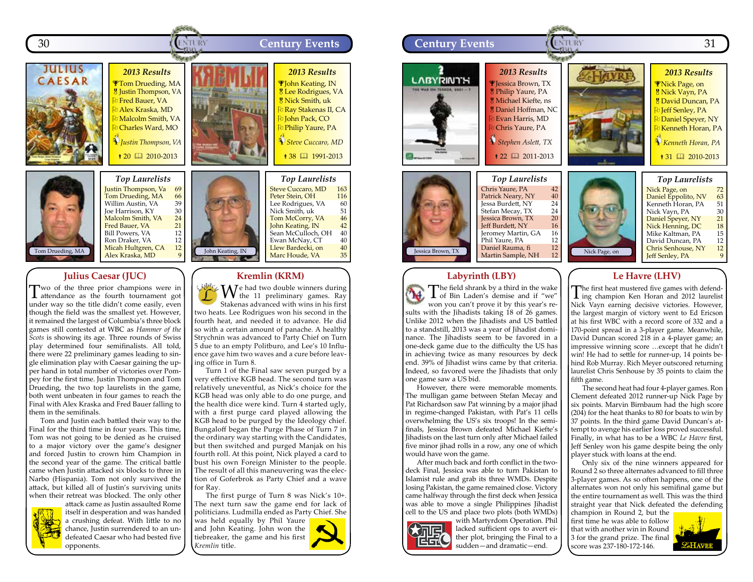## Julius Caesar

### 2013 Results

Tom Drueding, MA
Justin Thompson, VA
Fred Bauer, VA
Alex Kraska, MD
Malcolm Smith, VA
Charles Ward, MO

*Justin Thompson, VA*

20 | 2010-2013

### Top Laurelists

| | |
|---|---|
| Justin Thompson, Va | 69 |
| Tom Drueding, MA | 66 |
| Willim Austin, VA | 39 |
| Joe Harrison, KY | 30 |
| Malcolm Smith, VA | 24 |
| Fred Bauer, VA | 21 |
| Bill Powers, VA | 12 |
| Ron Draker, VA | 12 |
| Micah Hultgren, CA | 12 |
| Alex Kraska, MD | 9 |

Tom Drueding, MA

## Julius Caesar (JUC)

Two of the three prior champions were in attendance as the fourth tournament got under way so the title didn't come easily, even though the field was the smallest yet. However, it remained the largest of Columbia's three block games still contested at WBC as *Hammer of the Scots* is showing its age. Three rounds of Swiss play determined four semifinalists. All told, there were 22 preliminary games leading to single elimination play with Caesar gaining the upper hand in total number of victories over Pompey for the first time. Justin Thompson and Tom Drueding, the two top laurelists in the game, both went unbeaten in four games to reach the Final with Alex Kraska and Fred Bauer falling to them in the semifinals.

Tom and Justin each battled their way to the Final for the third time in four years. This time, Tom was not going to be denied as he cruised to a major victory over the game's designer and forced Justin to crown him Champion in the second year of the game. The critical battle came when Justin attacked six blocks to three in Narbo (Hispania). Tom not only survived the attack, but killed all of Justin's surviving units when their retreat was blocked. The only other attack came as Justin assaulted Rome itself in desperation and was handed a crushing defeat. With little to no chance, Justin surrendered to an undefeated Caesar who had bested five opponents.

## Kremlin

### 2013 Results

John Keating, IN
Lee Rodrigues, VA
Nick Smith, uk
Ray Stakenas II, CA
John Pack, CO
Philip Yaure, PA

*Steve Cuccaro, MD*

38 | 1991-2013

### Top Laurelists

| | |
|---|---|
| Steve Cuccaro, MD | 163 |
| Peter Stein, OH | 116 |
| Lee Rodrigues, VA | 60 |
| Nick Smith, uk | 51 |
| Tom McCorry, VA | 46 |
| John Keating, IN | 42 |
| Sean McCulloch, OH | 40 |
| Ewan McNay, CT | 40 |
| Llew Bardecki, on | 40 |
| Marc Houde, VA | 35 |

John Keating, IN

## Kremlin (KRM)

We had two double winners during the 11 preliminary games. Ray Stakenas advanced with wins in his first two heats. Lee Rodrigues won his second in the fourth heat, and needed it to advance. He did so with a certain amount of panache. A healthy Strychnin was advanced to Party Chief on Turn 5 due to an empty Politburo, and Lee's 10 Influence gave him two waves and a cure before leaving office in Turn 8.

Turn 1 of the Final saw seven purged by a very effective KGB head. The second turn was relatively uneventful, as Nick's choice for the KGB head was only able to do one purge, and the health dice were kind. Turn 4 started ugly, with a first purge card played allowing the KGB head to be purged by the Ideology chief. Bungaloff began the Purge Phase of Turn 7 in the ordinary way starting with the Candidates, but then switched and purged Manjak on his fourth roll. At this point, Nick played a card to bust his own Foreign Minister to the people. The result of all this maneuvering was the election of Goferbrok as Party Chief and a wave for Ray.

The first purge of Turn 8 was Nick's 10+. The next turn saw the game end for lack of politicians. Ludmilla ended as Party Chief. She was held equally by Phil Yaure and John Keating. John won the tiebreaker, the game and his first *Kremlin* title.

## Labyrinth

### 2013 Results

Jessica Brown, TX
Philip Yaure, PA
Michael Kiefte, ns
Daniel Hoffman, NC
Evan Harris, MD
Chris Yaure, PA

*Stephen Aslett, TX*

22 | 2011-2013

### Top Laurelists

| | |
|---|---|
| Chris Yaure, PA | 42 |
| Patrick Neary, NY | 40 |
| Jessa Burdett, NY | 24 |
| Stefan Mecay, TX | 24 |
| Jessica Brown, TX | 20 |
| Jeff Burdett, NY | 16 |
| Jeromey Martin, GA | 16 |
| Phil Yaure, PA | 12 |
| Daniel Rauma, fi | 12 |
| Martin Sample, NH | 12 |

Jessica Brown, TX

## Labyrinth (LBY)

The field shrank by a third in the wake of Bin Laden's demise and if "we" won you can't prove it by this year's results with the Jihadists taking 18 of 26 games. Unlike 2012 when the Jihadists and US battled to a standstill, 2013 was a year of Jihadist dominance. The Jihadists seem to be favored in a one-deck game due to the difficulty the US has in achieving twice as many resources by deck end. 39% of Jihadist wins came by that criteria. Indeed, so favored were the Jihadists that only one game saw a US bid.

However, there were memorable moments. The mulligan game between Stefan Mecay and Pat Richardson saw Pat winning by a major jihad in regime-changed Pakistan, with Pat's 11 cells overwhelming the US's six troops! In the semifinals, Jessica Brown defeated Michael Kiefte's Jihadists on the last turn only after Michael failed five minor jihad rolls in a row, any one of which would have won the game.

After much back and forth conflict in the two-deck Final, Jessica was able to turn Pakistan to Islamist rule and grab its three WMDs. Despite losing Pakistan, the game remained close. Victory came halfway through the first deck when Jessica was able to move a single Philippines Jihadist cell to the US and place two plots (both WMDs) with Martyrdom Operation. The Jihadist lacked sufficient ops to avert either plot, bringing the Final to a sudden—and dramatic—end.

## Le Havre

### 2013 Results

Nick Page, on
Nick Vayn, PA
David Duncan, PA
Jeff Senley, PA
Daniel Speyer, NY
Kenneth Horan, PA

*Kenneth Horan, PA*

31 | 2010-2013

### Top Laurelists

| | |
|---|---|
| Nick Page, on | 72 |
| Daniel Eppolito, NV | 63 |
| Kenneth Horan, PA | 51 |
| Nick Vayn, PA | 30 |
| Daniel Speyer, NY | 21 |
| Nick Henning, DC | 18 |
| Mike Kaltman, PA | 15 |
| David Duncan, PA | 12 |
| Chris Senhouse, NY | 12 |
| Jeff Senley, PA | 9 |

Nick Page, on

## Le Havre (LHV)

The first heat mustered five games with defending champion Ken Horan and 2012 laurelist Nick Vayn earning decisive victories. However, the largest margin of victory went to Ed Ericson at his first WBC with a record score of 332 and a 170-point spread in a 3-player game. Meanwhile, David Duncan scored 218 in a 4-player game; an impressive winning score …except that he didn't win! He had to settle for runner-up, 14 points behind Rob Murray. Rich Meyer outscored returning laurelist Chris Senhouse by 35 points to claim the fifth game.

The second heat had four 4-player games. Ron Clement defeated 2012 runner-up Nick Page by six points. Marvin Birnbaum had the high score (204) for the heat thanks to 80 for boats to win by 37 points. In the third game David Duncan's attempt to avenge his earlier loss proved successful. Finally, in what has to be a WBC *Le Havre* first, Jeff Senley won his game despite being the only player stuck with loans at the end.

Only six of the nine winners appeared for Round 2 so three alternates advanced to fill three 3-player games. As so often happens, one of the alternates won not only his semifinal game but the entire tournament as well. This was the third straight year that Nick defeated the defending champion in Round 2, but the first time he was able to follow that with another win in Round 3 for the grand prize. The final score was 237-180-172-146.